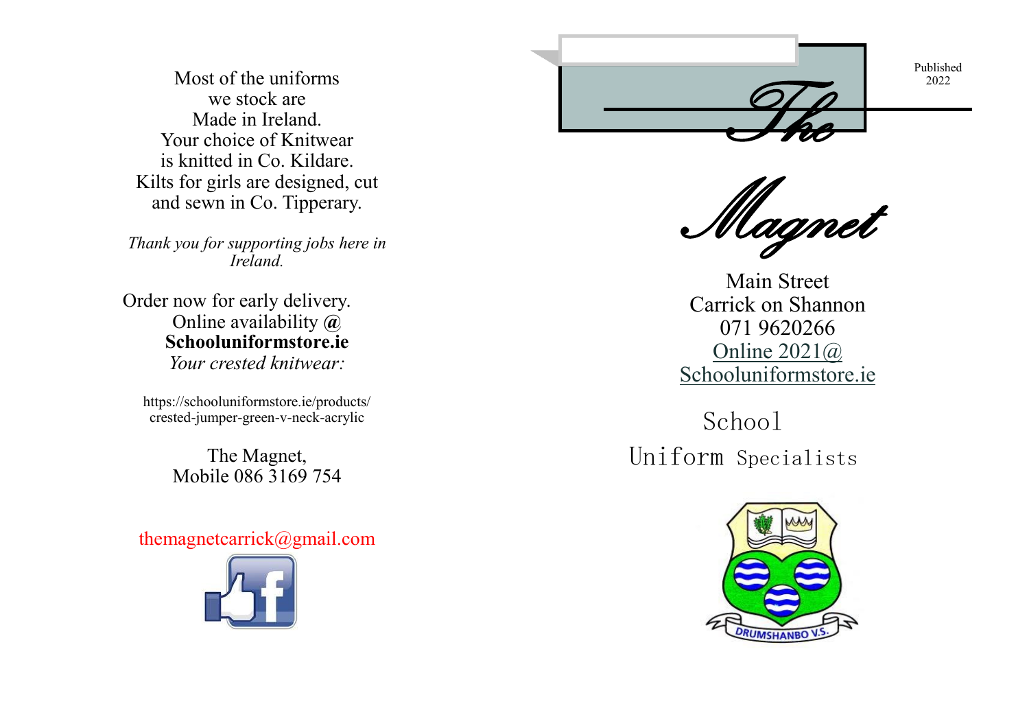Most of the uniforms
we stock are
Made in Ireland.
Your choice of Knitwear
is knitted in Co. Kildare.
Kilts for girls are designed, cut
and sewn in Co. Tipperary.

*Thank you for supporting jobs here in Ireland.*

Order now for early delivery.
Online availability **@**
**Schooluniformstore.ie**
*Your crested knitwear:*

https://schooluniformstore.ie/products/crested-jumper-green-v-neck-acrylic

The Magnet,
Mobile 086 3169 754

themagnetcarrick@gmail.com

Published
2022

# The Magnet

Main Street
Carrick on Shannon
071 9620266
Online 2021@
Schooluniformstore.ie

## School Uniform Specialists

DRUMSHANBO V.S.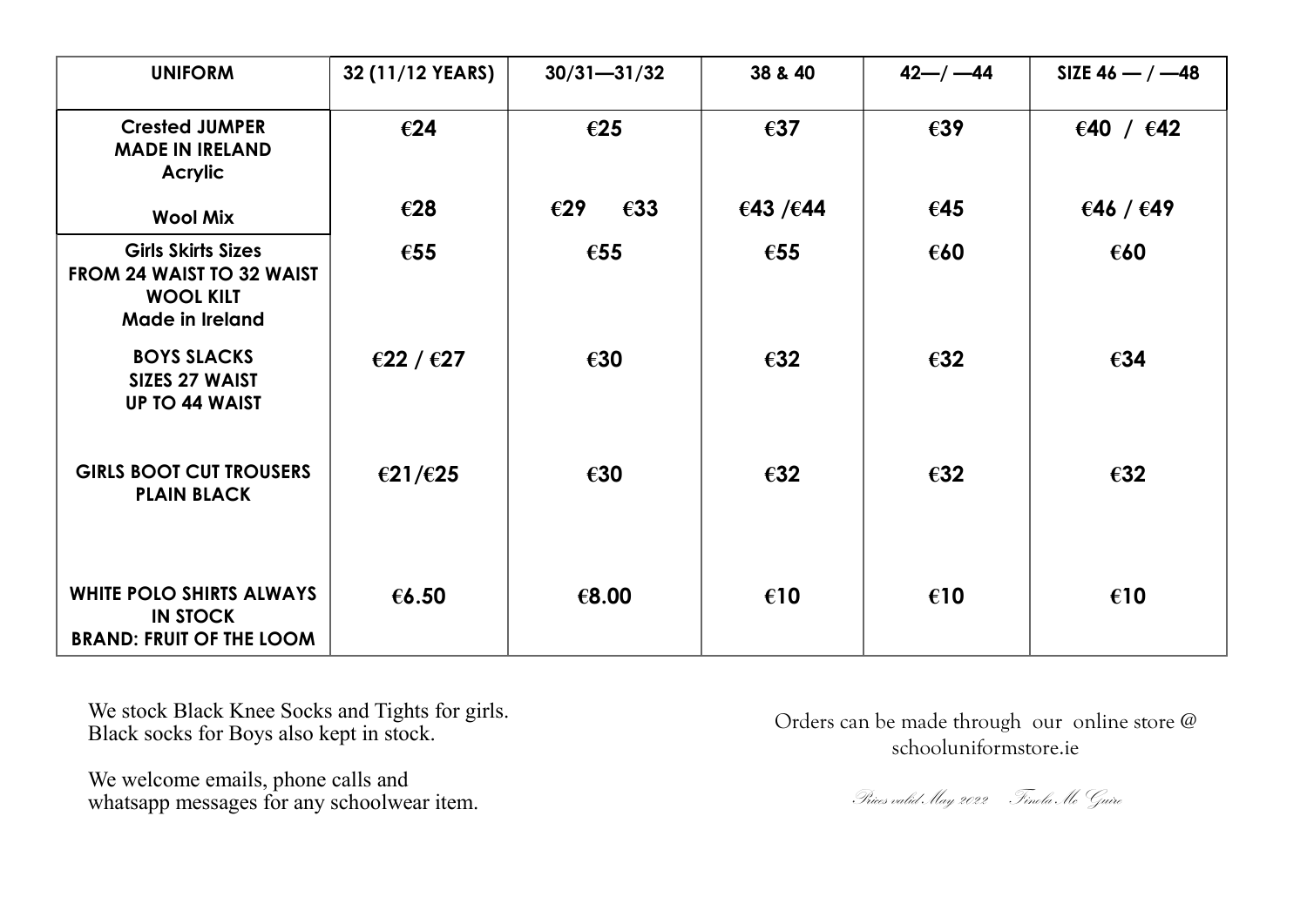| UNIFORM | 32 (11/12 YEARS) | 30/31—31/32 | 38 & 40 | 42—/ —44 | SIZE 46 — / —48 |
|---|---|---|---|---|---|
| **Crested JUMPER MADE IN IRELAND Acrylic** | €24 | €25 | €37 | €39 | €40 / €42 |
| **Wool Mix** | €28 | €29 €33 | €43 /€44 | €45 | €46 / €49 |
| **Girls Skirts Sizes FROM 24 WAIST TO 32 WAIST WOOL KILT Made in Ireland** | €55 | €55 | €55 | €60 | €60 |
| **BOYS SLACKS SIZES 27 WAIST UP TO 44 WAIST** | €22 / €27 | €30 | €32 | €32 | €34 |
| **GIRLS BOOT CUT TROUSERS PLAIN BLACK** | €21/€25 | €30 | €32 | €32 | €32 |
| **WHITE POLO SHIRTS ALWAYS IN STOCK BRAND: FRUIT OF THE LOOM** | €6.50 | €8.00 | €10 | €10 | €10 |

We stock Black Knee Socks and Tights for girls.
Black socks for Boys also kept in stock.

We welcome emails, phone calls and
whatsapp messages for any schoolwear item.

Orders can be made through our online store @ schooluniformstore.ie

*Prices valid May 2022 Finola Mc Guire*